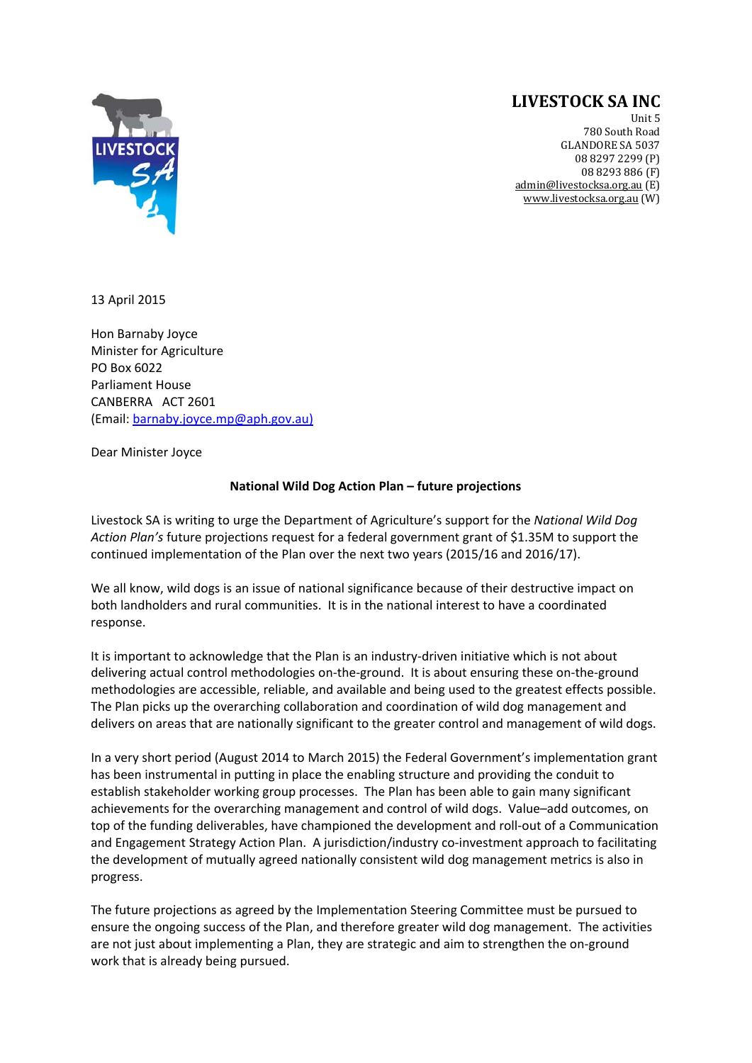**LIVESTOCK SA INC**
Unit 5
780 South Road
GLANDORE SA 5037
08 8297 2299 (P)
08 8293 886 (F)
admin@livestocksa.org.au (E)
www.livestocksa.org.au (W)

13 April 2015

Hon Barnaby Joyce
Minister for Agriculture
PO Box 6022
Parliament House
CANBERRA ACT 2601
(Email: barnaby.joyce.mp@aph.gov.au)

Dear Minister Joyce

**National Wild Dog Action Plan – future projections**

Livestock SA is writing to urge the Department of Agriculture's support for the *National Wild Dog Action Plan's* future projections request for a federal government grant of $1.35M to support the continued implementation of the Plan over the next two years (2015/16 and 2016/17).

We all know, wild dogs is an issue of national significance because of their destructive impact on both landholders and rural communities. It is in the national interest to have a coordinated response.

It is important to acknowledge that the Plan is an industry-driven initiative which is not about delivering actual control methodologies on-the-ground. It is about ensuring these on-the-ground methodologies are accessible, reliable, and available and being used to the greatest effects possible. The Plan picks up the overarching collaboration and coordination of wild dog management and delivers on areas that are nationally significant to the greater control and management of wild dogs.

In a very short period (August 2014 to March 2015) the Federal Government's implementation grant has been instrumental in putting in place the enabling structure and providing the conduit to establish stakeholder working group processes. The Plan has been able to gain many significant achievements for the overarching management and control of wild dogs. Value–add outcomes, on top of the funding deliverables, have championed the development and roll-out of a Communication and Engagement Strategy Action Plan. A jurisdiction/industry co-investment approach to facilitating the development of mutually agreed nationally consistent wild dog management metrics is also in progress.

The future projections as agreed by the Implementation Steering Committee must be pursued to ensure the ongoing success of the Plan, and therefore greater wild dog management. The activities are not just about implementing a Plan, they are strategic and aim to strengthen the on-ground work that is already being pursued.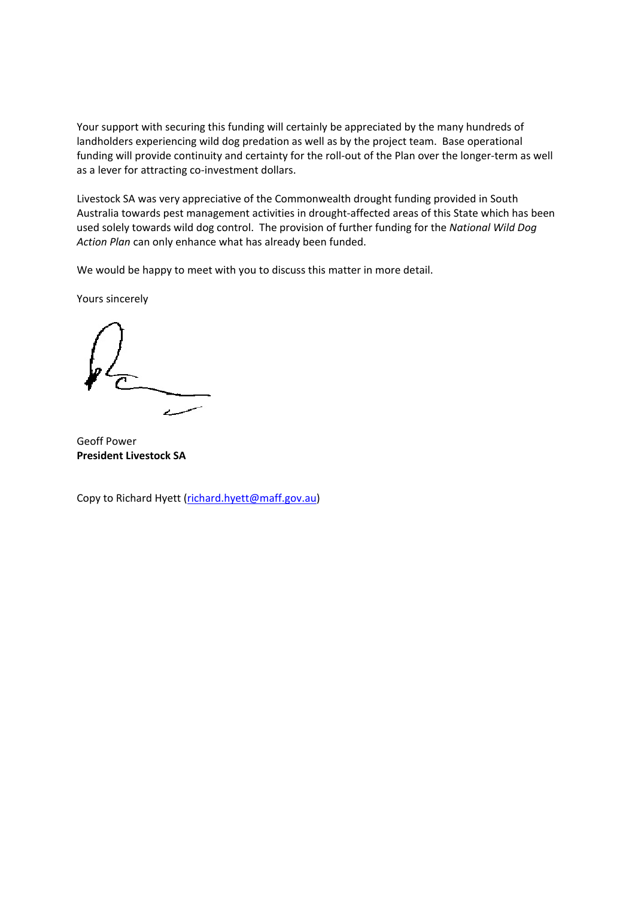Your support with securing this funding will certainly be appreciated by the many hundreds of landholders experiencing wild dog predation as well as by the project team. Base operational funding will provide continuity and certainty for the roll-out of the Plan over the longer-term as well as a lever for attracting co-investment dollars.

Livestock SA was very appreciative of the Commonwealth drought funding provided in South Australia towards pest management activities in drought-affected areas of this State which has been used solely towards wild dog control. The provision of further funding for the *National Wild Dog Action Plan* can only enhance what has already been funded.

We would be happy to meet with you to discuss this matter in more detail.

Yours sincerely

Geoff Power
**President Livestock SA**

Copy to Richard Hyett (richard.hyett@maff.gov.au)